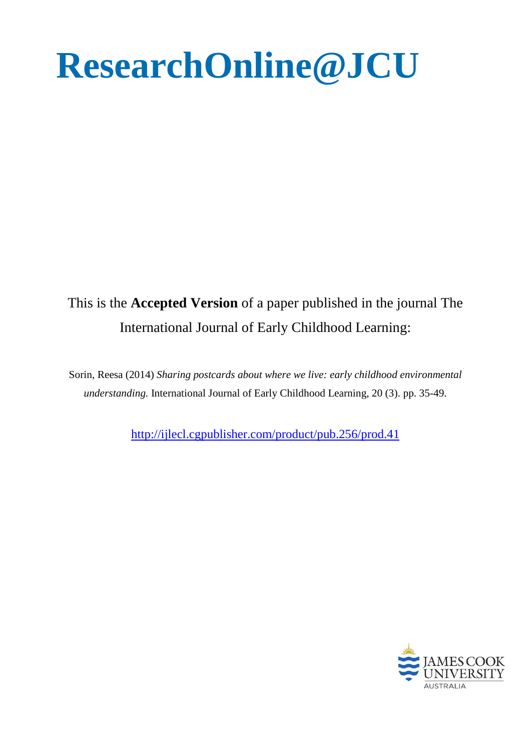# ResearchOnline@JCU

This is the **Accepted Version** of a paper published in the journal The International Journal of Early Childhood Learning:

Sorin, Reesa (2014) *Sharing postcards about where we live: early childhood environmental understanding.* International Journal of Early Childhood Learning, 20 (3). pp. 35-49.

http://ijlecl.cgpublisher.com/product/pub.256/prod.41

JAMES COOK UNIVERSITY AUSTRALIA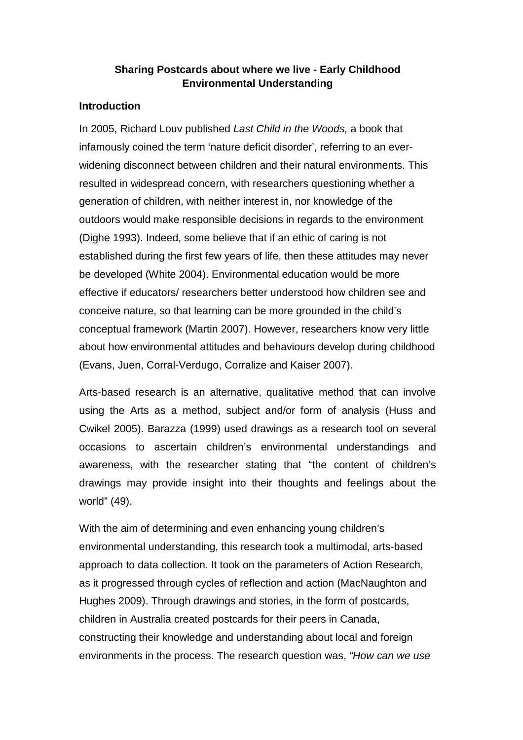**Sharing Postcards about where we live - Early Childhood Environmental Understanding**

## Introduction

In 2005, Richard Louv published *Last Child in the Woods,* a book that infamously coined the term 'nature deficit disorder', referring to an ever-widening disconnect between children and their natural environments. This resulted in widespread concern, with researchers questioning whether a generation of children, with neither interest in, nor knowledge of the outdoors would make responsible decisions in regards to the environment (Dighe 1993). Indeed, some believe that if an ethic of caring is not established during the first few years of life, then these attitudes may never be developed (White 2004). Environmental education would be more effective if educators/ researchers better understood how children see and conceive nature, so that learning can be more grounded in the child's conceptual framework (Martin 2007). However, researchers know very little about how environmental attitudes and behaviours develop during childhood (Evans, Juen, Corral-Verdugo, Corralize and Kaiser 2007).

Arts-based research is an alternative, qualitative method that can involve using the Arts as a method, subject and/or form of analysis (Huss and Cwikel 2005). Barazza (1999) used drawings as a research tool on several occasions to ascertain children's environmental understandings and awareness, with the researcher stating that "the content of children's drawings may provide insight into their thoughts and feelings about the world" (49).

With the aim of determining and even enhancing young children's environmental understanding, this research took a multimodal, arts-based approach to data collection. It took on the parameters of Action Research, as it progressed through cycles of reflection and action (MacNaughton and Hughes 2009). Through drawings and stories, in the form of postcards, children in Australia created postcards for their peers in Canada, constructing their knowledge and understanding about local and foreign environments in the process. The research question was, *"How can we use*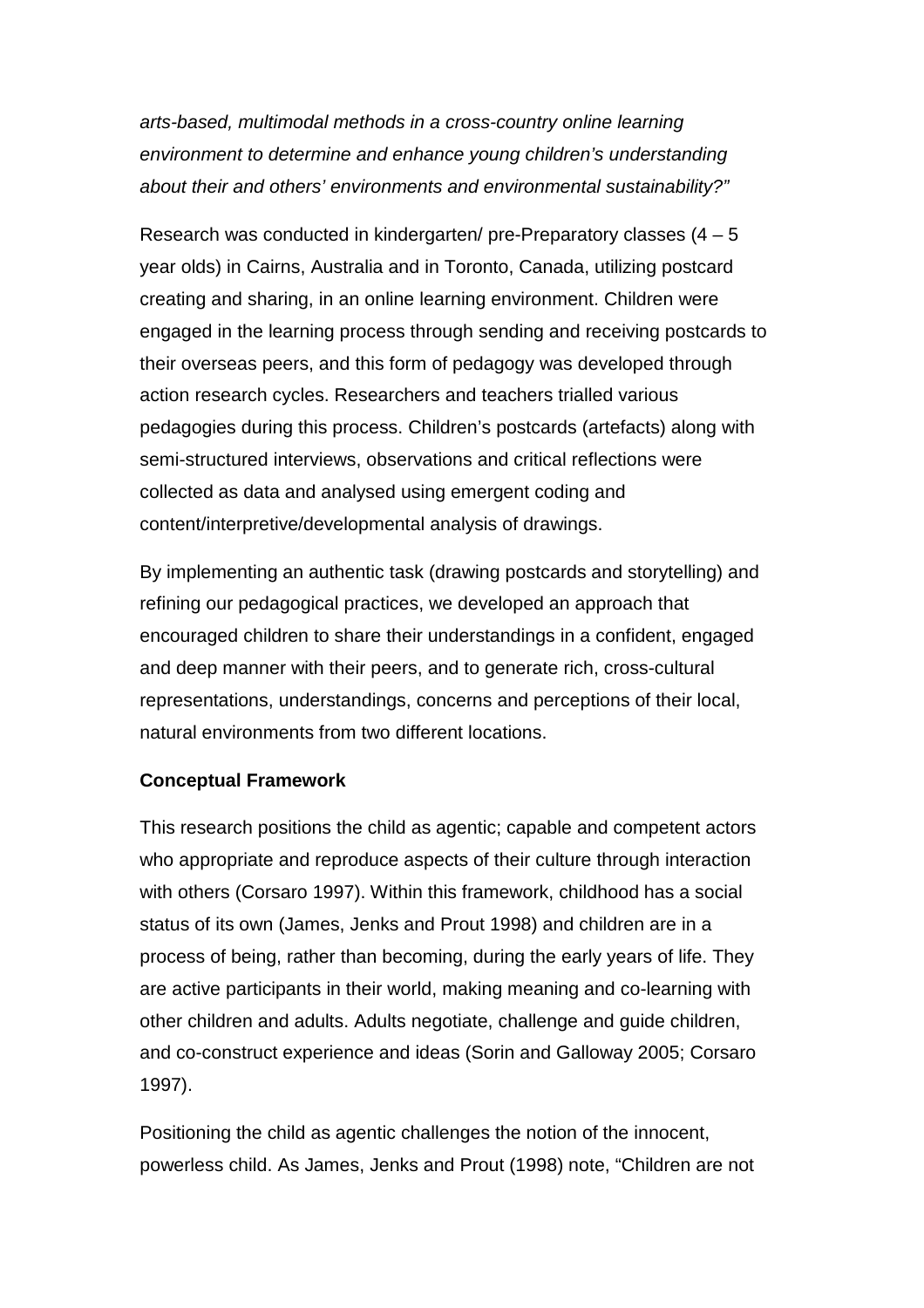*arts-based, multimodal methods in a cross-country online learning environment to determine and enhance young children's understanding about their and others' environments and environmental sustainability?"*

Research was conducted in kindergarten/ pre-Preparatory classes (4 – 5 year olds) in Cairns, Australia and in Toronto, Canada, utilizing postcard creating and sharing, in an online learning environment. Children were engaged in the learning process through sending and receiving postcards to their overseas peers, and this form of pedagogy was developed through action research cycles. Researchers and teachers trialled various pedagogies during this process. Children's postcards (artefacts) along with semi-structured interviews, observations and critical reflections were collected as data and analysed using emergent coding and content/interpretive/developmental analysis of drawings.

By implementing an authentic task (drawing postcards and storytelling) and refining our pedagogical practices, we developed an approach that encouraged children to share their understandings in a confident, engaged and deep manner with their peers, and to generate rich, cross-cultural representations, understandings, concerns and perceptions of their local, natural environments from two different locations.

**Conceptual Framework**

This research positions the child as agentic; capable and competent actors who appropriate and reproduce aspects of their culture through interaction with others (Corsaro 1997). Within this framework, childhood has a social status of its own (James, Jenks and Prout 1998) and children are in a process of being, rather than becoming, during the early years of life. They are active participants in their world, making meaning and co-learning with other children and adults. Adults negotiate, challenge and guide children, and co-construct experience and ideas (Sorin and Galloway 2005; Corsaro 1997).

Positioning the child as agentic challenges the notion of the innocent, powerless child. As James, Jenks and Prout (1998) note, "Children are not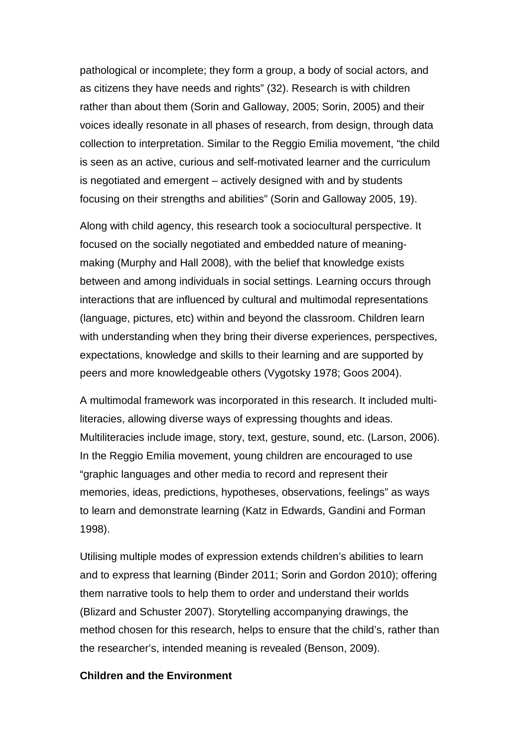pathological or incomplete; they form a group, a body of social actors, and as citizens they have needs and rights" (32). Research is with children rather than about them (Sorin and Galloway, 2005; Sorin, 2005) and their voices ideally resonate in all phases of research, from design, through data collection to interpretation. Similar to the Reggio Emilia movement, "the child is seen as an active, curious and self-motivated learner and the curriculum is negotiated and emergent – actively designed with and by students focusing on their strengths and abilities" (Sorin and Galloway 2005, 19).

Along with child agency, this research took a sociocultural perspective. It focused on the socially negotiated and embedded nature of meaning-making (Murphy and Hall 2008), with the belief that knowledge exists between and among individuals in social settings. Learning occurs through interactions that are influenced by cultural and multimodal representations (language, pictures, etc) within and beyond the classroom. Children learn with understanding when they bring their diverse experiences, perspectives, expectations, knowledge and skills to their learning and are supported by peers and more knowledgeable others (Vygotsky 1978; Goos 2004).

A multimodal framework was incorporated in this research. It included multi-literacies, allowing diverse ways of expressing thoughts and ideas. Multiliteracies include image, story, text, gesture, sound, etc. (Larson, 2006). In the Reggio Emilia movement, young children are encouraged to use "graphic languages and other media to record and represent their memories, ideas, predictions, hypotheses, observations, feelings" as ways to learn and demonstrate learning (Katz in Edwards, Gandini and Forman 1998).

Utilising multiple modes of expression extends children's abilities to learn and to express that learning (Binder 2011; Sorin and Gordon 2010); offering them narrative tools to help them to order and understand their worlds (Blizard and Schuster 2007). Storytelling accompanying drawings, the method chosen for this research, helps to ensure that the child's, rather than the researcher's, intended meaning is revealed (Benson, 2009).

**Children and the Environment**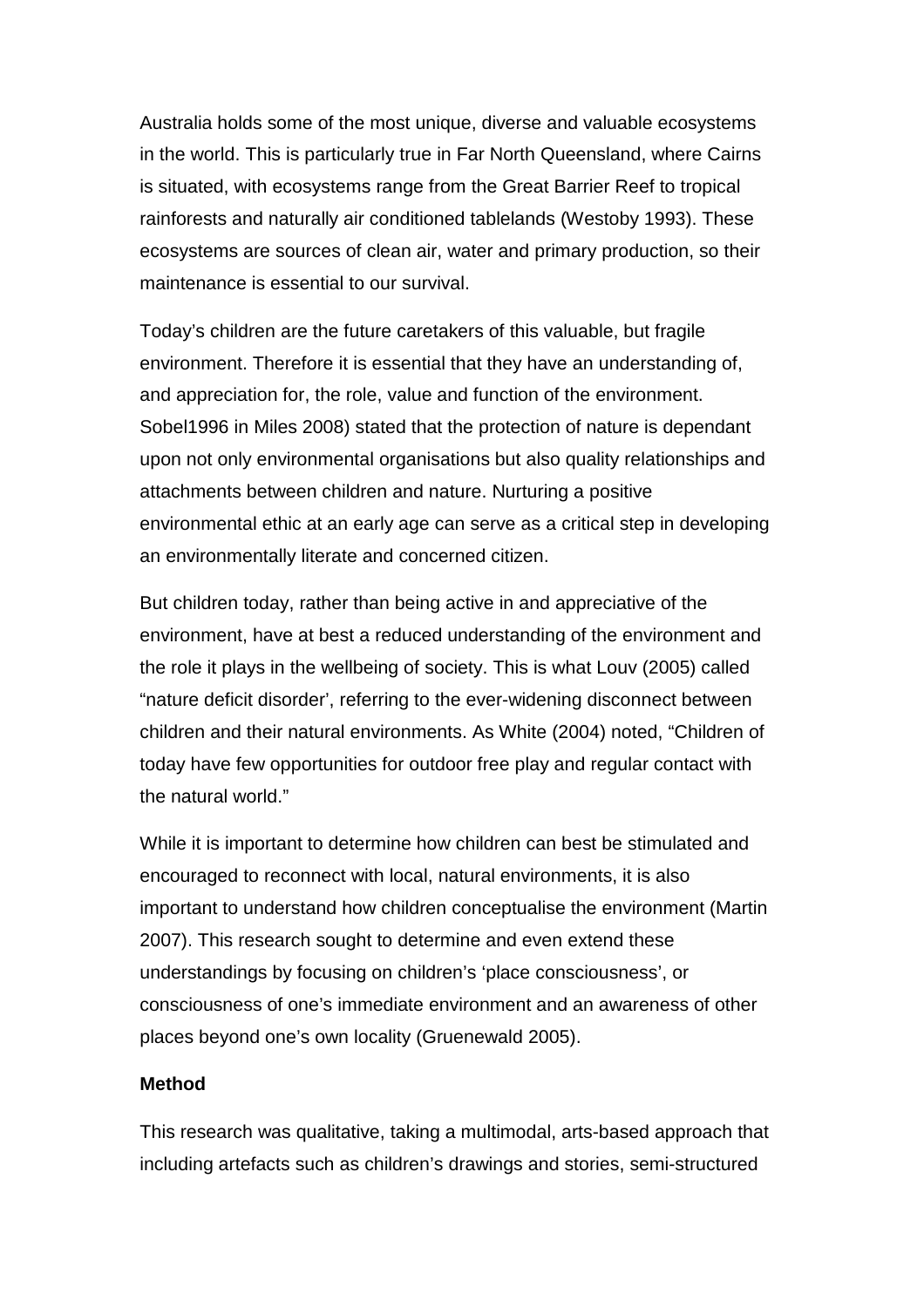Australia holds some of the most unique, diverse and valuable ecosystems in the world. This is particularly true in Far North Queensland, where Cairns is situated, with ecosystems range from the Great Barrier Reef to tropical rainforests and naturally air conditioned tablelands (Westoby 1993). These ecosystems are sources of clean air, water and primary production, so their maintenance is essential to our survival.

Today's children are the future caretakers of this valuable, but fragile environment. Therefore it is essential that they have an understanding of, and appreciation for, the role, value and function of the environment. Sobel1996 in Miles 2008) stated that the protection of nature is dependant upon not only environmental organisations but also quality relationships and attachments between children and nature. Nurturing a positive environmental ethic at an early age can serve as a critical step in developing an environmentally literate and concerned citizen.

But children today, rather than being active in and appreciative of the environment, have at best a reduced understanding of the environment and the role it plays in the wellbeing of society. This is what Louv (2005) called "nature deficit disorder', referring to the ever-widening disconnect between children and their natural environments. As White (2004) noted, "Children of today have few opportunities for outdoor free play and regular contact with the natural world."

While it is important to determine how children can best be stimulated and encouraged to reconnect with local, natural environments, it is also important to understand how children conceptualise the environment (Martin 2007). This research sought to determine and even extend these understandings by focusing on children's 'place consciousness', or consciousness of one's immediate environment and an awareness of other places beyond one's own locality (Gruenewald 2005).

**Method**

This research was qualitative, taking a multimodal, arts-based approach that including artefacts such as children's drawings and stories, semi-structured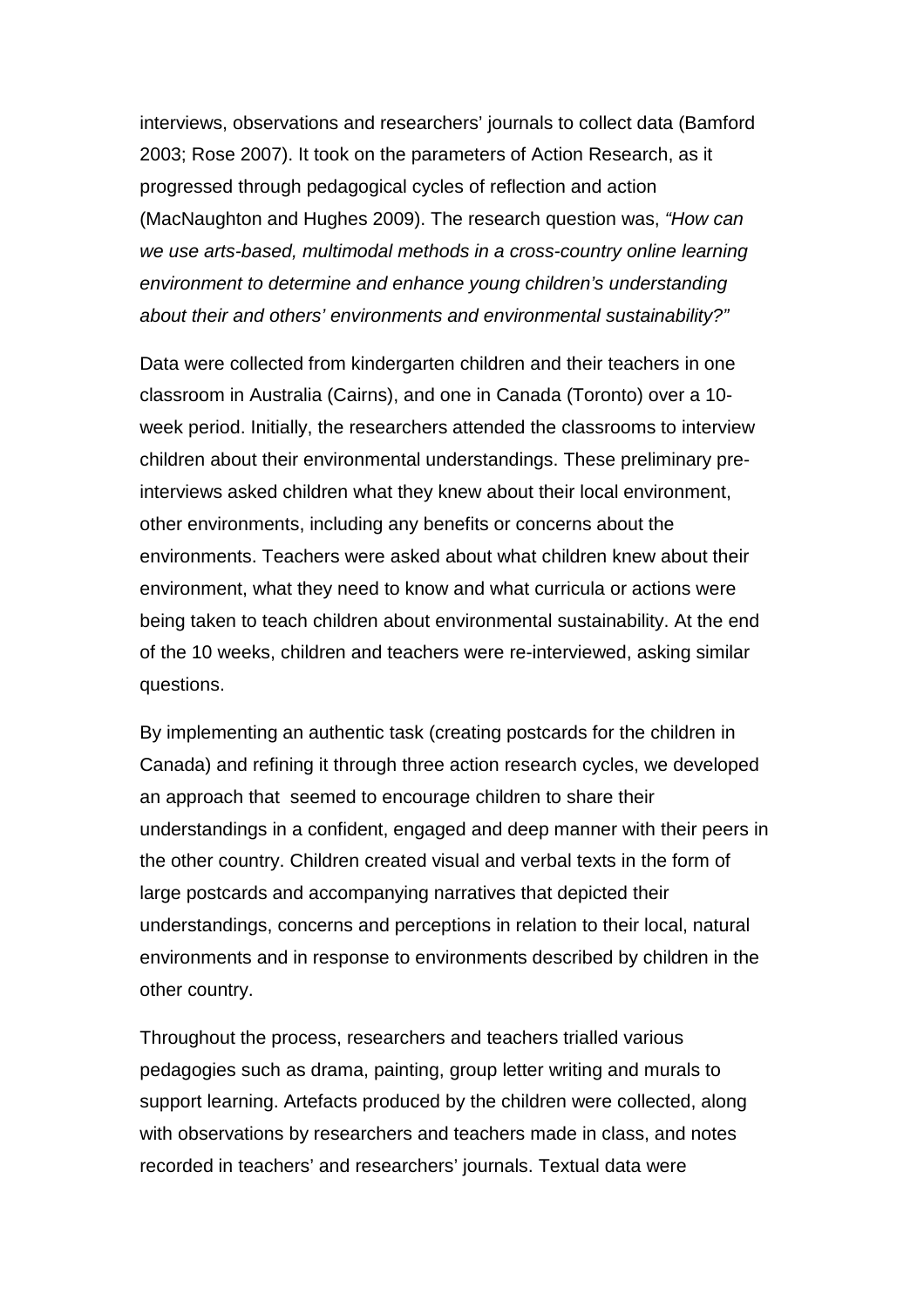interviews, observations and researchers' journals to collect data (Bamford 2003; Rose 2007). It took on the parameters of Action Research, as it progressed through pedagogical cycles of reflection and action (MacNaughton and Hughes 2009). The research question was, *"How can we use arts-based, multimodal methods in a cross-country online learning environment to determine and enhance young children's understanding about their and others' environments and environmental sustainability?"*

Data were collected from kindergarten children and their teachers in one classroom in Australia (Cairns), and one in Canada (Toronto) over a 10-week period. Initially, the researchers attended the classrooms to interview children about their environmental understandings. These preliminary pre-interviews asked children what they knew about their local environment, other environments, including any benefits or concerns about the environments. Teachers were asked about what children knew about their environment, what they need to know and what curricula or actions were being taken to teach children about environmental sustainability. At the end of the 10 weeks, children and teachers were re-interviewed, asking similar questions.

By implementing an authentic task (creating postcards for the children in Canada) and refining it through three action research cycles, we developed an approach that seemed to encourage children to share their understandings in a confident, engaged and deep manner with their peers in the other country. Children created visual and verbal texts in the form of large postcards and accompanying narratives that depicted their understandings, concerns and perceptions in relation to their local, natural environments and in response to environments described by children in the other country.

Throughout the process, researchers and teachers trialled various pedagogies such as drama, painting, group letter writing and murals to support learning. Artefacts produced by the children were collected, along with observations by researchers and teachers made in class, and notes recorded in teachers' and researchers' journals. Textual data were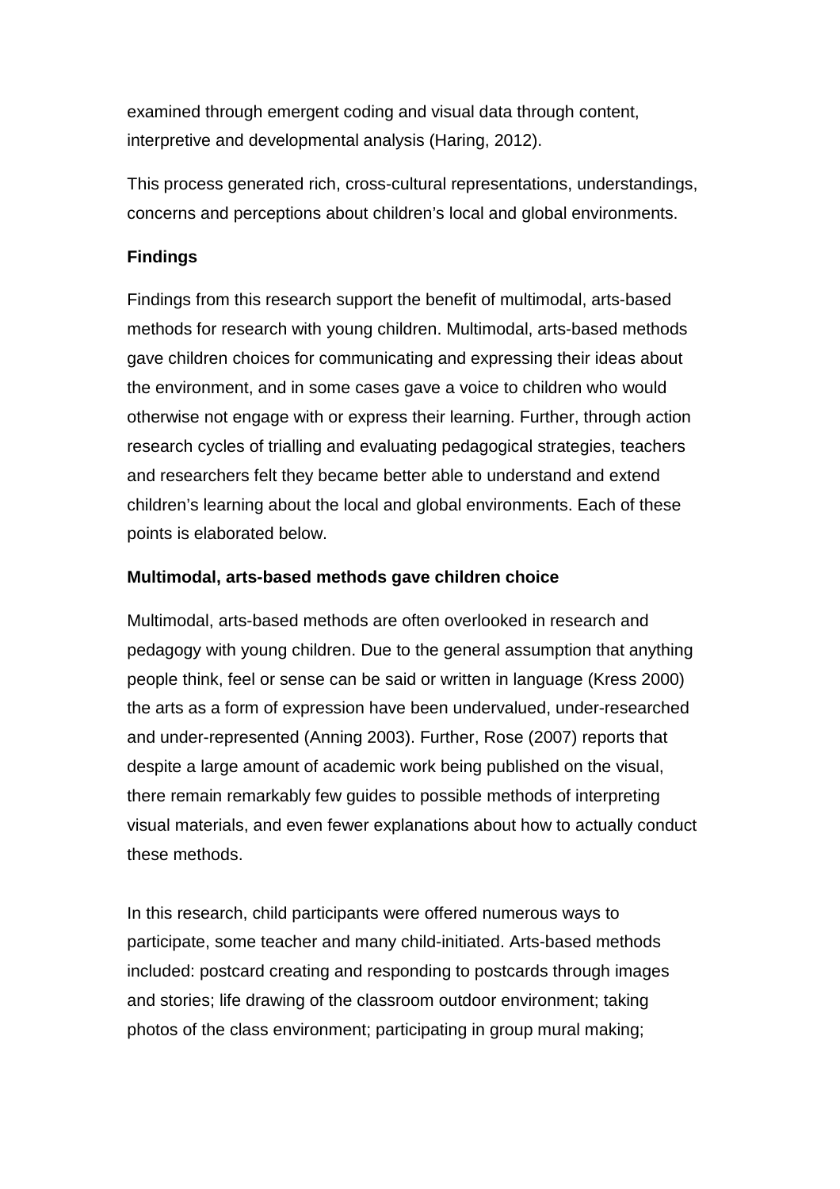examined through emergent coding and visual data through content, interpretive and developmental analysis (Haring, 2012).

This process generated rich, cross-cultural representations, understandings, concerns and perceptions about children's local and global environments.

**Findings**

Findings from this research support the benefit of multimodal, arts-based methods for research with young children. Multimodal, arts-based methods gave children choices for communicating and expressing their ideas about the environment, and in some cases gave a voice to children who would otherwise not engage with or express their learning. Further, through action research cycles of trialling and evaluating pedagogical strategies, teachers and researchers felt they became better able to understand and extend children's learning about the local and global environments. Each of these points is elaborated below.

**Multimodal, arts-based methods gave children choice**

Multimodal, arts-based methods are often overlooked in research and pedagogy with young children. Due to the general assumption that anything people think, feel or sense can be said or written in language (Kress 2000) the arts as a form of expression have been undervalued, under-researched and under-represented (Anning 2003). Further, Rose (2007) reports that despite a large amount of academic work being published on the visual, there remain remarkably few guides to possible methods of interpreting visual materials, and even fewer explanations about how to actually conduct these methods.

In this research, child participants were offered numerous ways to participate, some teacher and many child-initiated. Arts-based methods included: postcard creating and responding to postcards through images and stories; life drawing of the classroom outdoor environment; taking photos of the class environment; participating in group mural making;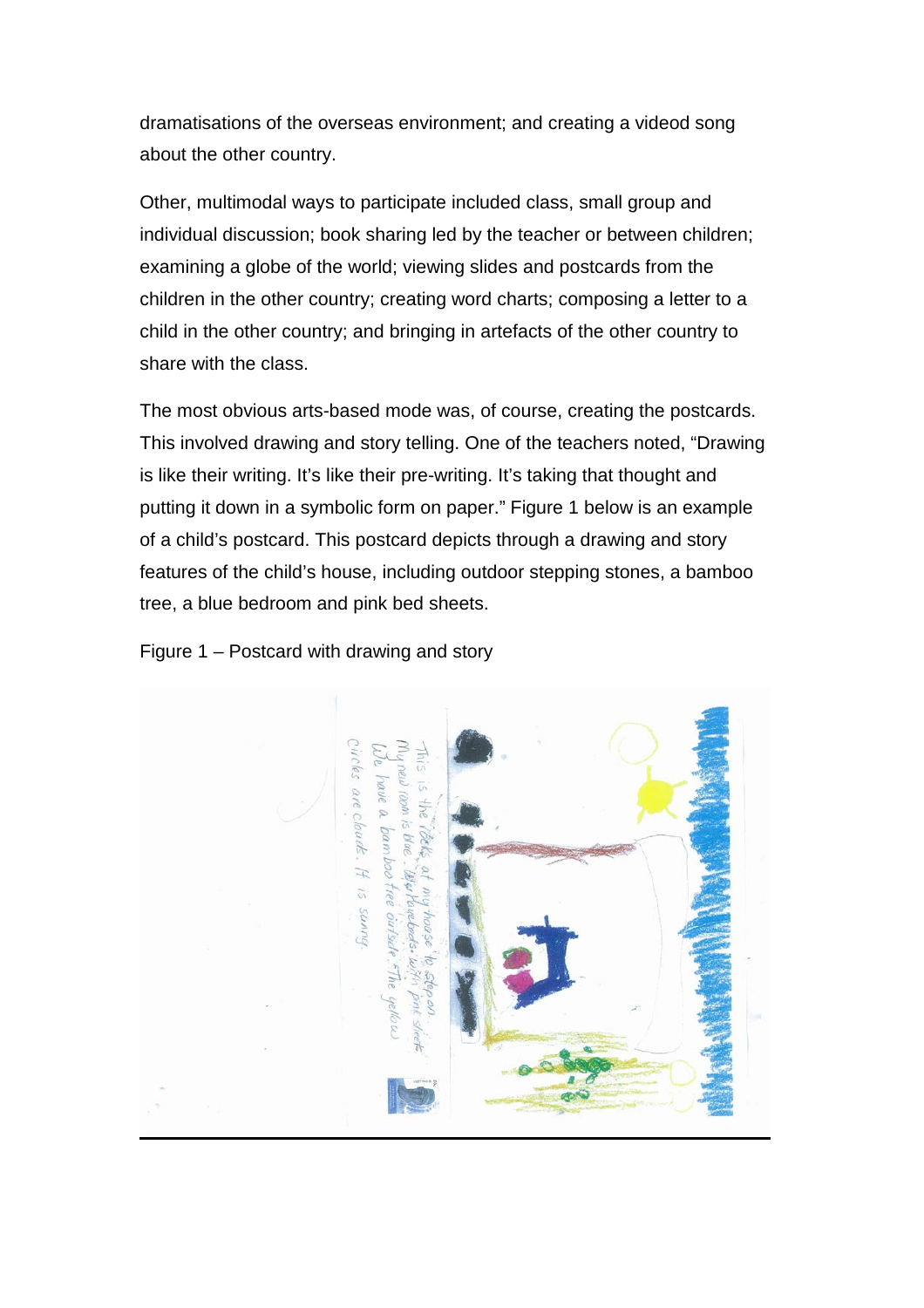dramatisations of the overseas environment; and creating a videod song about the other country.

Other, multimodal ways to participate included class, small group and individual discussion; book sharing led by the teacher or between children; examining a globe of the world; viewing slides and postcards from the children in the other country; creating word charts; composing a letter to a child in the other country; and bringing in artefacts of the other country to share with the class.

The most obvious arts-based mode was, of course, creating the postcards. This involved drawing and story telling. One of the teachers noted, "Drawing is like their writing. It's like their pre-writing. It's taking that thought and putting it down in a symbolic form on paper." Figure 1 below is an example of a child's postcard. This postcard depicts through a drawing and story features of the child's house, including outdoor stepping stones, a bamboo tree, a blue bedroom and pink bed sheets.

Figure 1 – Postcard with drawing and story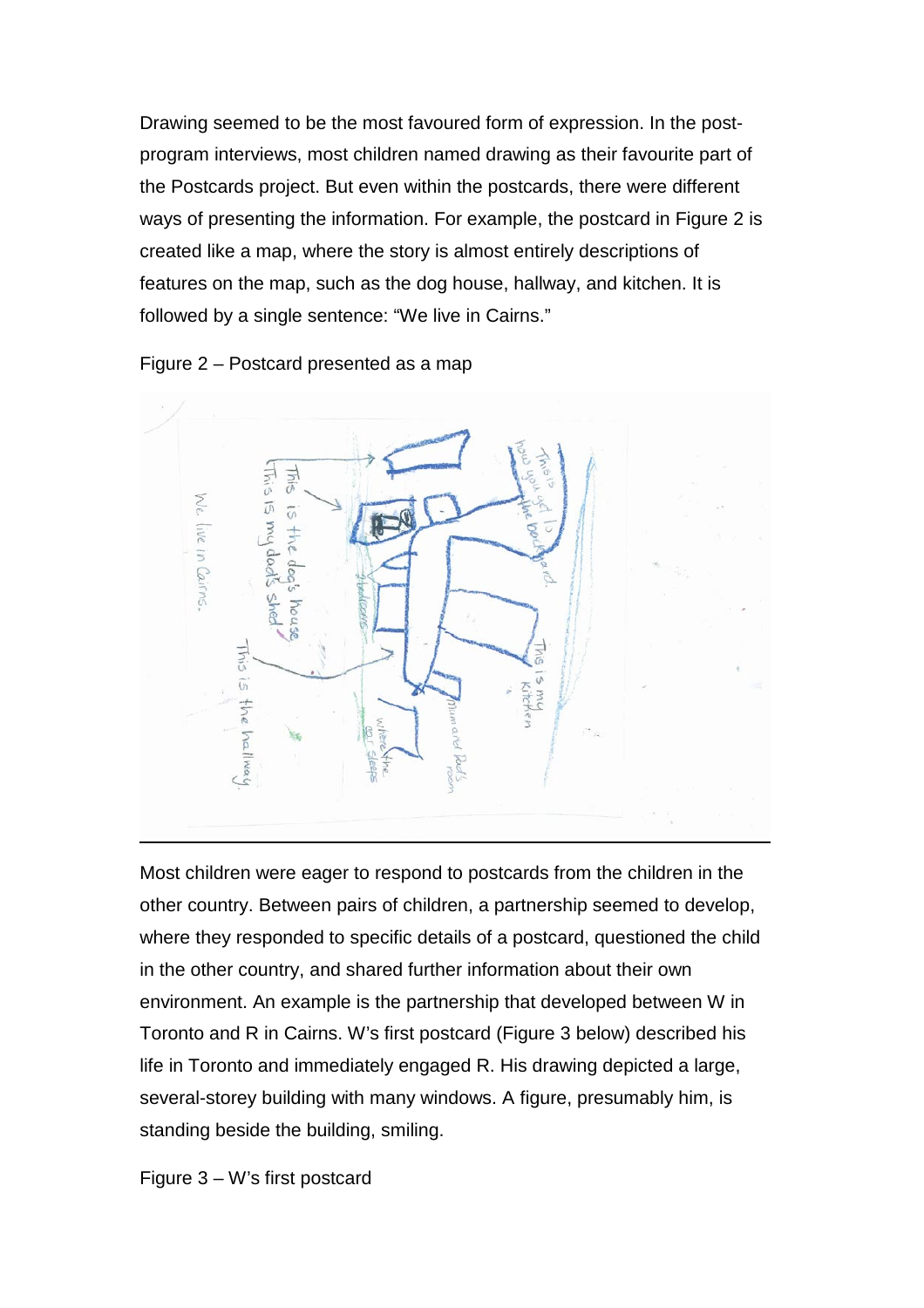Drawing seemed to be the most favoured form of expression. In the post-program interviews, most children named drawing as their favourite part of the Postcards project. But even within the postcards, there were different ways of presenting the information. For example, the postcard in Figure 2 is created like a map, where the story is almost entirely descriptions of features on the map, such as the dog house, hallway, and kitchen. It is followed by a single sentence: "We live in Cairns."

Figure 2 – Postcard presented as a map

Most children were eager to respond to postcards from the children in the other country. Between pairs of children, a partnership seemed to develop, where they responded to specific details of a postcard, questioned the child in the other country, and shared further information about their own environment. An example is the partnership that developed between W in Toronto and R in Cairns. W's first postcard (Figure 3 below) described his life in Toronto and immediately engaged R. His drawing depicted a large, several-storey building with many windows. A figure, presumably him, is standing beside the building, smiling.

Figure 3 – W's first postcard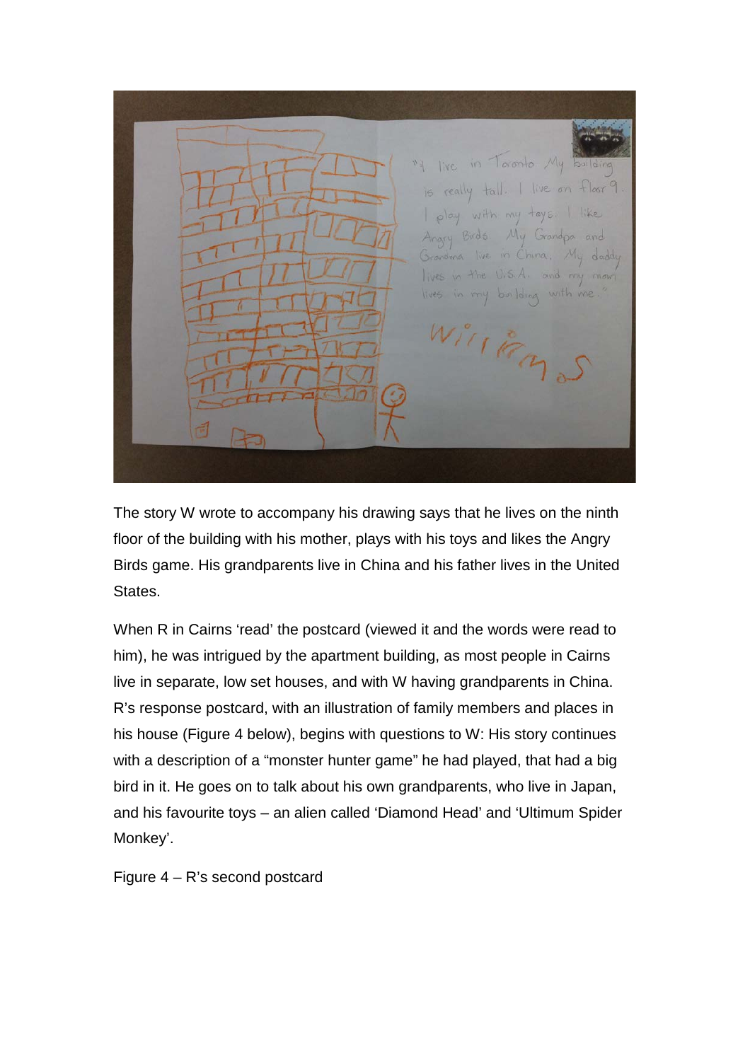The story W wrote to accompany his drawing says that he lives on the ninth floor of the building with his mother, plays with his toys and likes the Angry Birds game. His grandparents live in China and his father lives in the United States.

When R in Cairns 'read' the postcard (viewed it and the words were read to him), he was intrigued by the apartment building, as most people in Cairns live in separate, low set houses, and with W having grandparents in China. R's response postcard, with an illustration of family members and places in his house (Figure 4 below), begins with questions to W: His story continues with a description of a "monster hunter game" he had played, that had a big bird in it. He goes on to talk about his own grandparents, who live in Japan, and his favourite toys – an alien called 'Diamond Head' and 'Ultimum Spider Monkey'.

Figure 4 – R's second postcard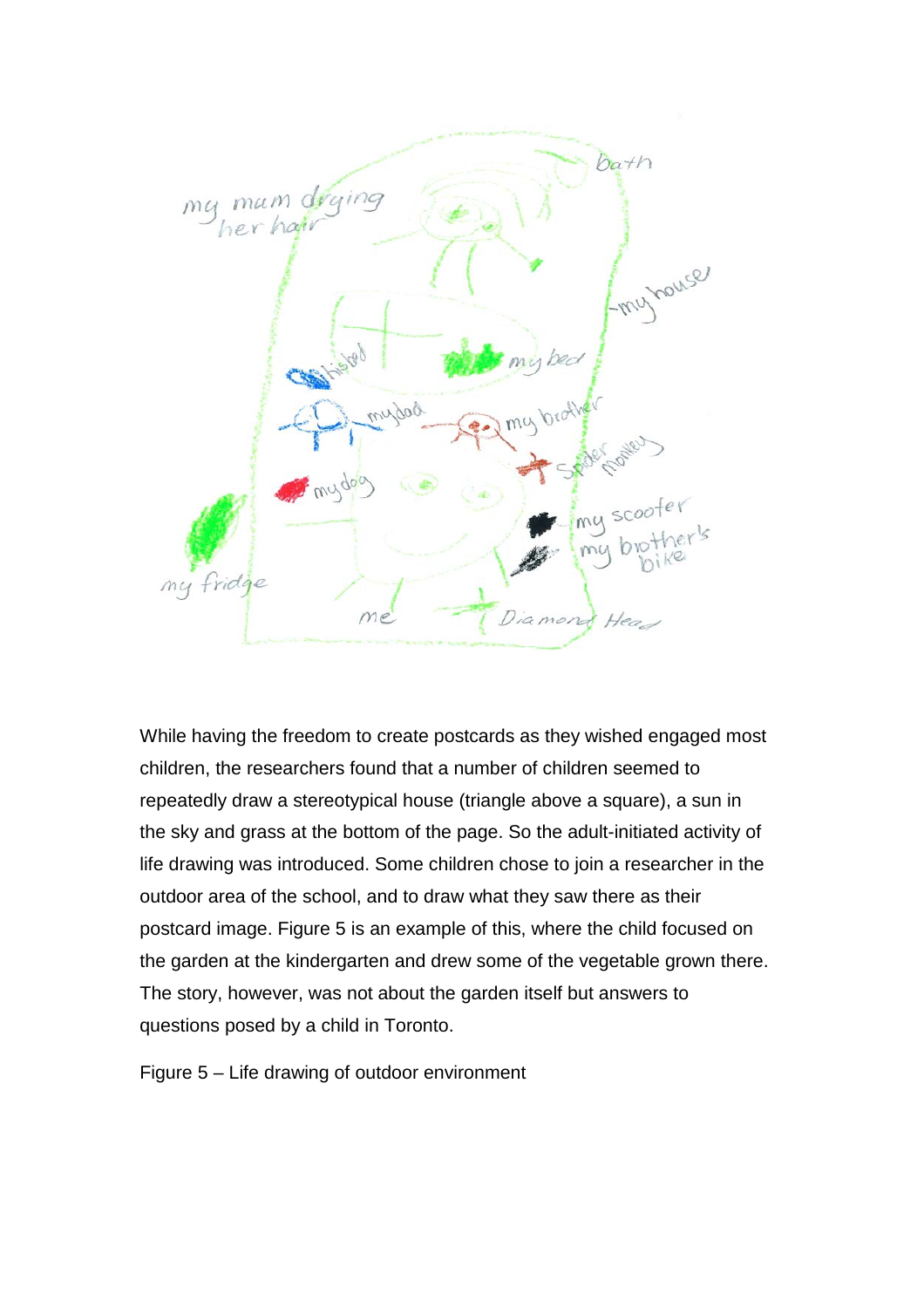While having the freedom to create postcards as they wished engaged most children, the researchers found that a number of children seemed to repeatedly draw a stereotypical house (triangle above a square), a sun in the sky and grass at the bottom of the page. So the adult-initiated activity of life drawing was introduced. Some children chose to join a researcher in the outdoor area of the school, and to draw what they saw there as their postcard image. Figure 5 is an example of this, where the child focused on the garden at the kindergarten and drew some of the vegetable grown there. The story, however, was not about the garden itself but answers to questions posed by a child in Toronto.

Figure 5 – Life drawing of outdoor environment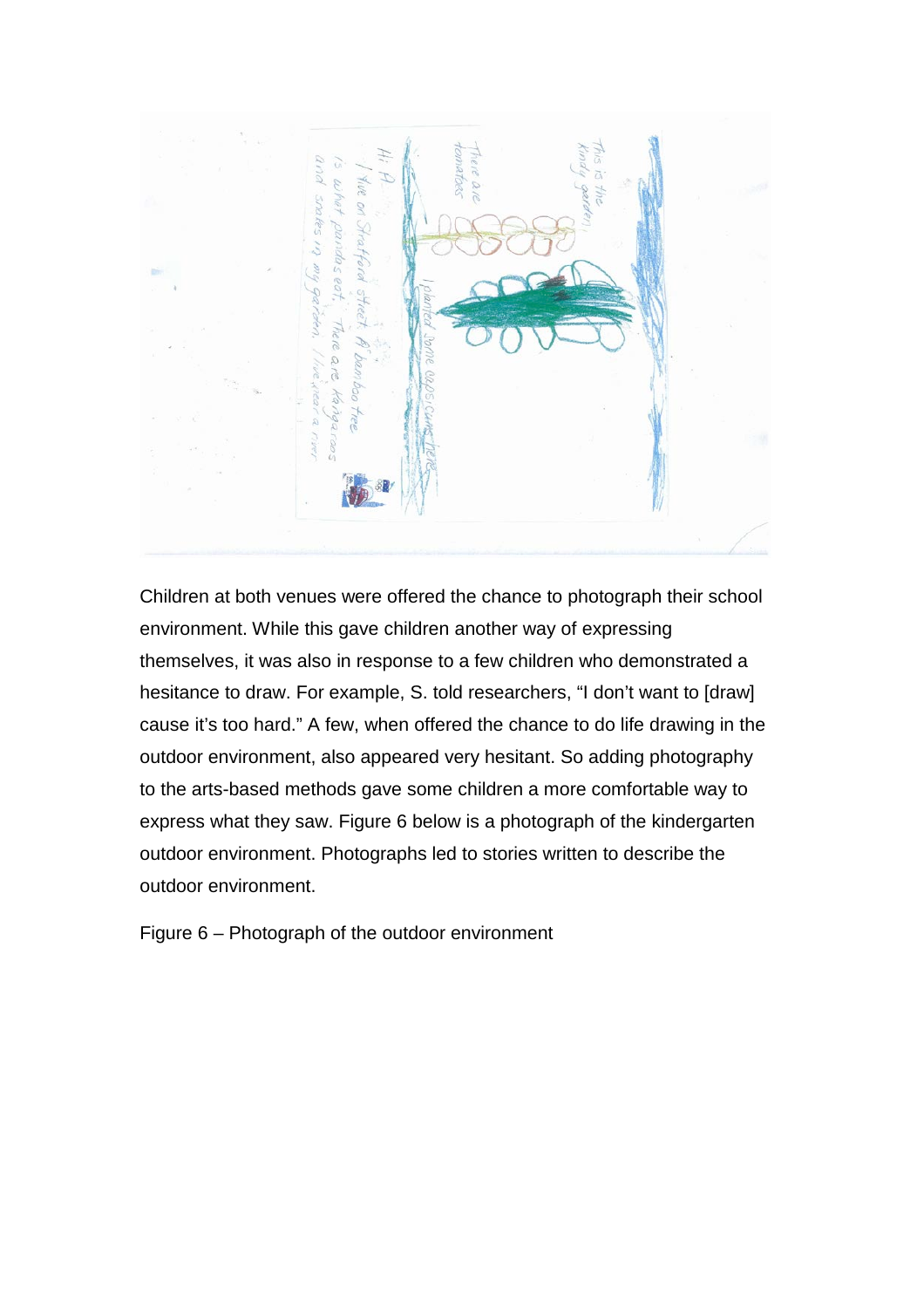Children at both venues were offered the chance to photograph their school environment. While this gave children another way of expressing themselves, it was also in response to a few children who demonstrated a hesitance to draw. For example, S. told researchers, “I don’t want to [draw] cause it’s too hard.” A few, when offered the chance to do life drawing in the outdoor environment, also appeared very hesitant. So adding photography to the arts-based methods gave some children a more comfortable way to express what they saw. Figure 6 below is a photograph of the kindergarten outdoor environment. Photographs led to stories written to describe the outdoor environment.

Figure 6 – Photograph of the outdoor environment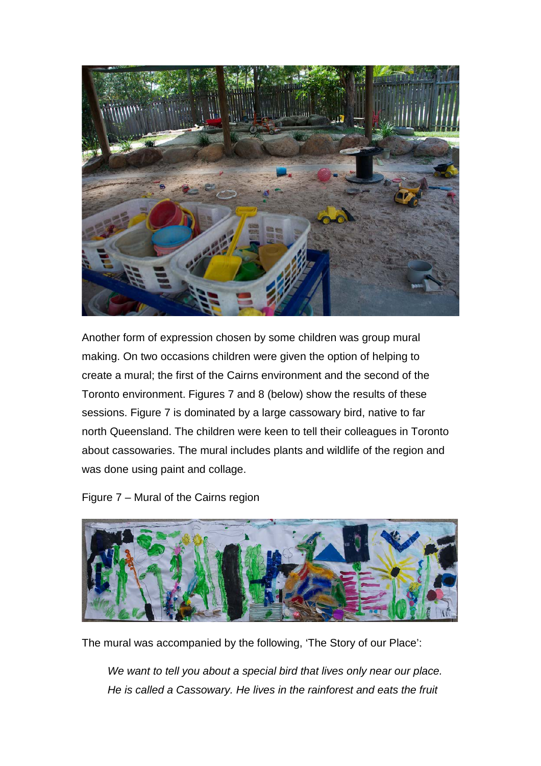Another form of expression chosen by some children was group mural making. On two occasions children were given the option of helping to create a mural; the first of the Cairns environment and the second of the Toronto environment. Figures 7 and 8 (below) show the results of these sessions. Figure 7 is dominated by a large cassowary bird, native to far north Queensland. The children were keen to tell their colleagues in Toronto about cassowaries. The mural includes plants and wildlife of the region and was done using paint and collage.

Figure 7 – Mural of the Cairns region

The mural was accompanied by the following, 'The Story of our Place':

> *We want to tell you about a special bird that lives only near our place. He is called a Cassowary. He lives in the rainforest and eats the fruit*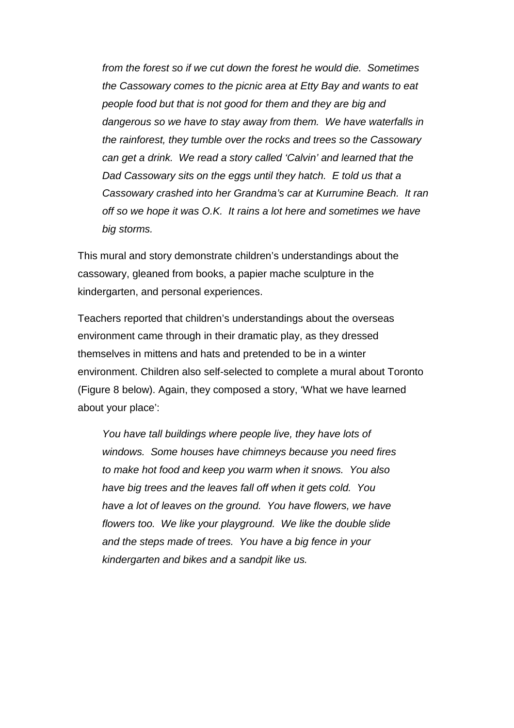*from the forest so if we cut down the forest he would die. Sometimes the Cassowary comes to the picnic area at Etty Bay and wants to eat people food but that is not good for them and they are big and dangerous so we have to stay away from them. We have waterfalls in the rainforest, they tumble over the rocks and trees so the Cassowary can get a drink. We read a story called 'Calvin' and learned that the Dad Cassowary sits on the eggs until they hatch. E told us that a Cassowary crashed into her Grandma's car at Kurrumine Beach. It ran off so we hope it was O.K. It rains a lot here and sometimes we have big storms.*

This mural and story demonstrate children's understandings about the cassowary, gleaned from books, a papier mache sculpture in the kindergarten, and personal experiences.

Teachers reported that children's understandings about the overseas environment came through in their dramatic play, as they dressed themselves in mittens and hats and pretended to be in a winter environment. Children also self-selected to complete a mural about Toronto (Figure 8 below). Again, they composed a story, 'What we have learned about your place':

*You have tall buildings where people live, they have lots of windows. Some houses have chimneys because you need fires to make hot food and keep you warm when it snows. You also have big trees and the leaves fall off when it gets cold. You have a lot of leaves on the ground. You have flowers, we have flowers too. We like your playground. We like the double slide and the steps made of trees. You have a big fence in your kindergarten and bikes and a sandpit like us.*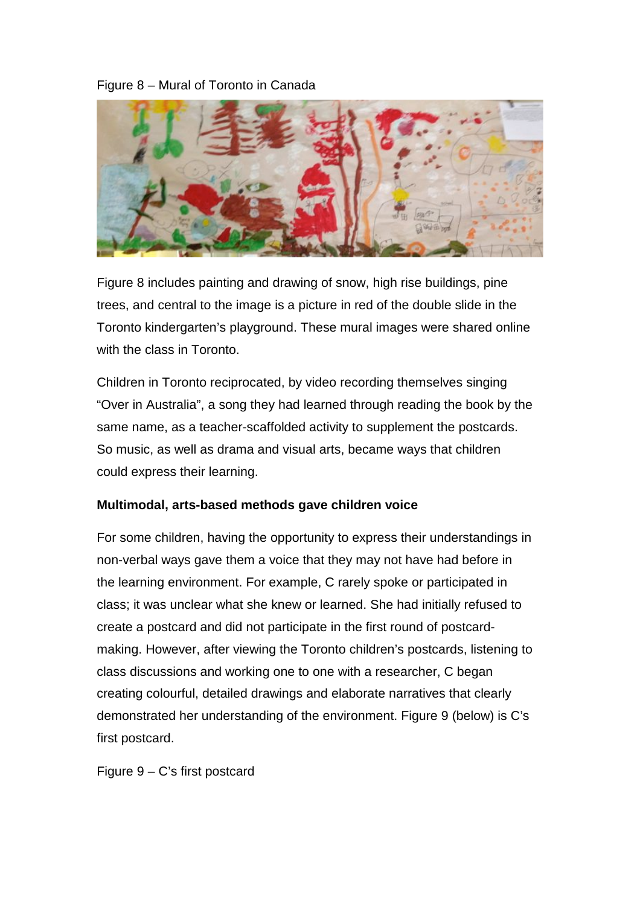Figure 8 – Mural of Toronto in Canada

Figure 8 includes painting and drawing of snow, high rise buildings, pine trees, and central to the image is a picture in red of the double slide in the Toronto kindergarten's playground. These mural images were shared online with the class in Toronto.

Children in Toronto reciprocated, by video recording themselves singing "Over in Australia", a song they had learned through reading the book by the same name, as a teacher-scaffolded activity to supplement the postcards. So music, as well as drama and visual arts, became ways that children could express their learning.

**Multimodal, arts-based methods gave children voice**

For some children, having the opportunity to express their understandings in non-verbal ways gave them a voice that they may not have had before in the learning environment. For example, C rarely spoke or participated in class; it was unclear what she knew or learned. She had initially refused to create a postcard and did not participate in the first round of postcard-making. However, after viewing the Toronto children's postcards, listening to class discussions and working one to one with a researcher, C began creating colourful, detailed drawings and elaborate narratives that clearly demonstrated her understanding of the environment. Figure 9 (below) is C's first postcard.

Figure 9 – C's first postcard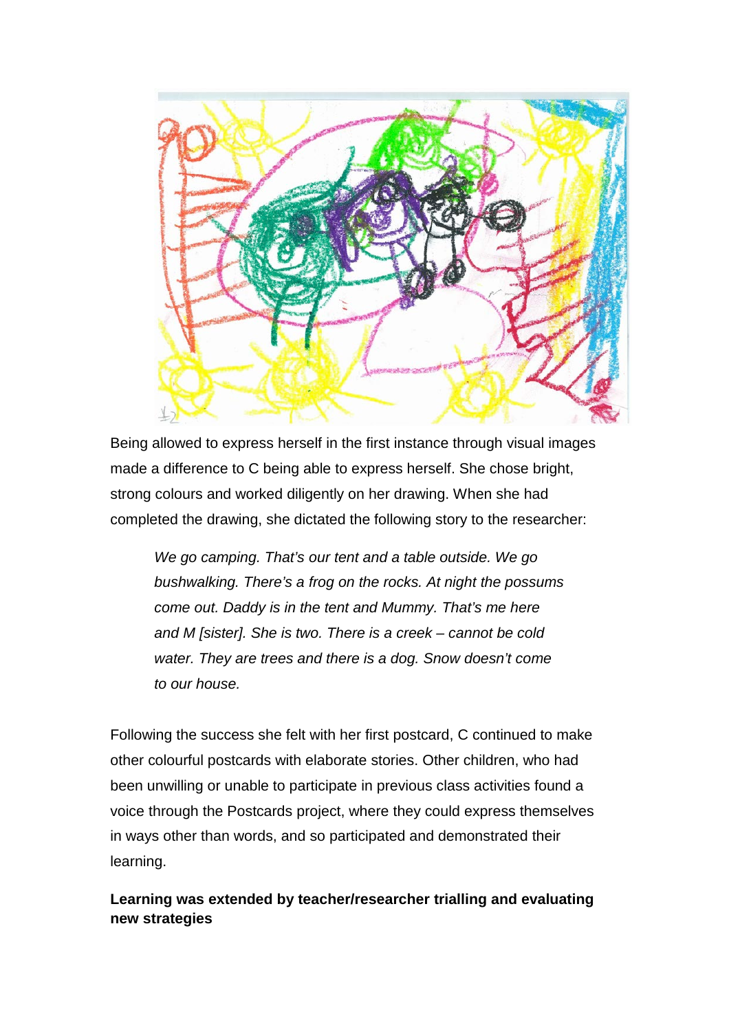Being allowed to express herself in the first instance through visual images made a difference to C being able to express herself. She chose bright, strong colours and worked diligently on her drawing. When she had completed the drawing, she dictated the following story to the researcher:

> *We go camping. That's our tent and a table outside. We go bushwalking. There's a frog on the rocks. At night the possums come out. Daddy is in the tent and Mummy. That's me here and M [sister]. She is two. There is a creek – cannot be cold water. They are trees and there is a dog. Snow doesn't come to our house.*

Following the success she felt with her first postcard, C continued to make other colourful postcards with elaborate stories. Other children, who had been unwilling or unable to participate in previous class activities found a voice through the Postcards project, where they could express themselves in ways other than words, and so participated and demonstrated their learning.

**Learning was extended by teacher/researcher trialling and evaluating new strategies**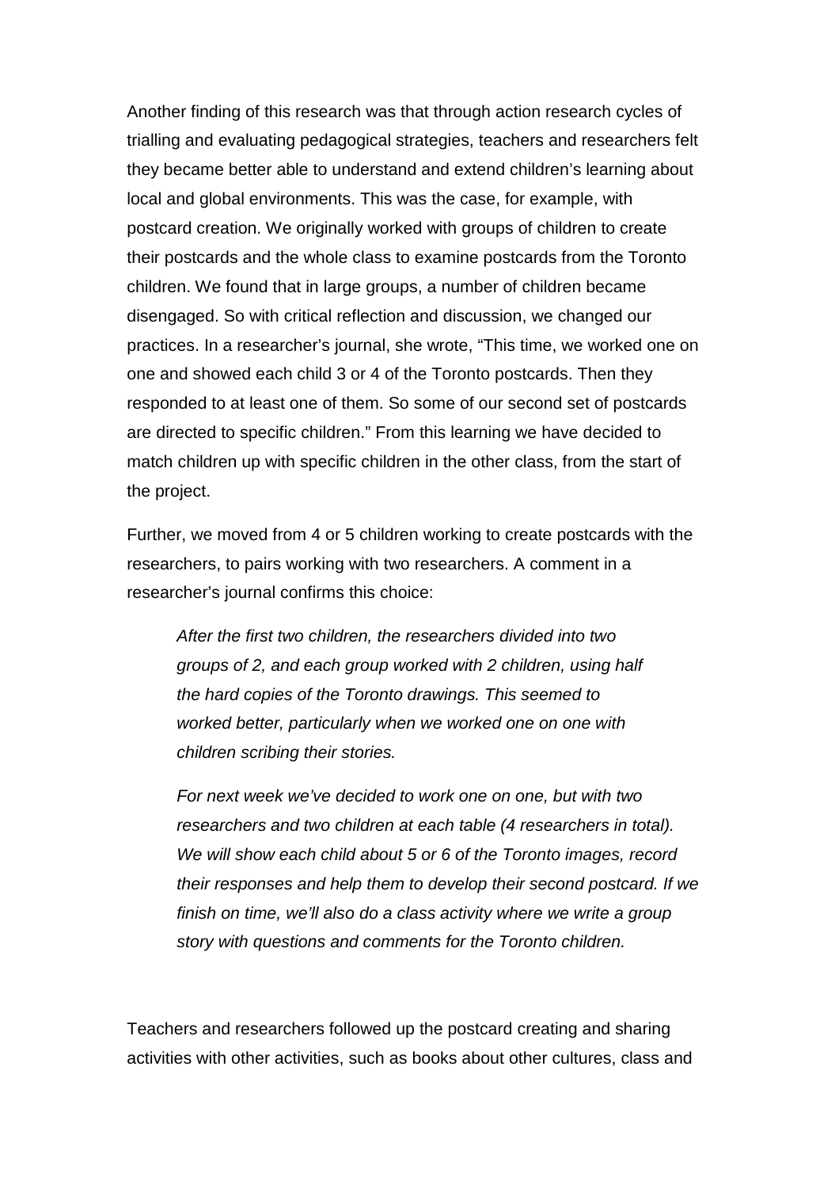Another finding of this research was that through action research cycles of trialling and evaluating pedagogical strategies, teachers and researchers felt they became better able to understand and extend children's learning about local and global environments. This was the case, for example, with postcard creation. We originally worked with groups of children to create their postcards and the whole class to examine postcards from the Toronto children. We found that in large groups, a number of children became disengaged. So with critical reflection and discussion, we changed our practices. In a researcher's journal, she wrote, "This time, we worked one on one and showed each child 3 or 4 of the Toronto postcards. Then they responded to at least one of them. So some of our second set of postcards are directed to specific children." From this learning we have decided to match children up with specific children in the other class, from the start of the project.

Further, we moved from 4 or 5 children working to create postcards with the researchers, to pairs working with two researchers. A comment in a researcher's journal confirms this choice:

> *After the first two children, the researchers divided into two groups of 2, and each group worked with 2 children, using half the hard copies of the Toronto drawings. This seemed to worked better, particularly when we worked one on one with children scribing their stories.*
>
> *For next week we've decided to work one on one, but with two researchers and two children at each table (4 researchers in total). We will show each child about 5 or 6 of the Toronto images, record their responses and help them to develop their second postcard. If we finish on time, we'll also do a class activity where we write a group story with questions and comments for the Toronto children.*

Teachers and researchers followed up the postcard creating and sharing activities with other activities, such as books about other cultures, class and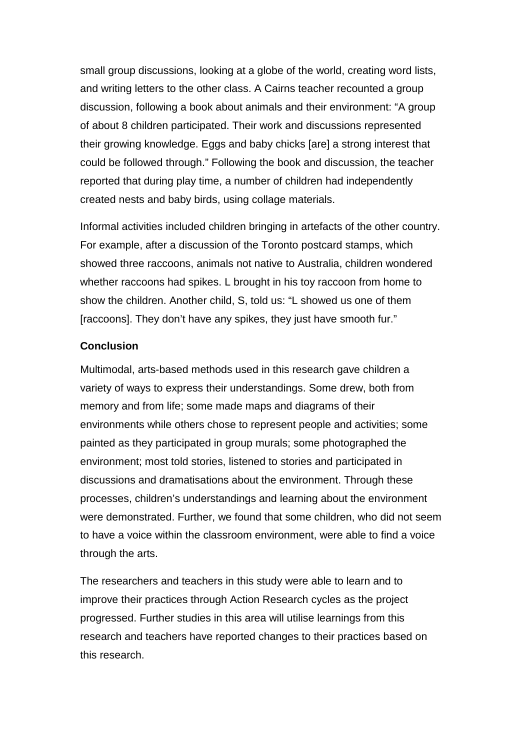small group discussions, looking at a globe of the world, creating word lists, and writing letters to the other class. A Cairns teacher recounted a group discussion, following a book about animals and their environment: "A group of about 8 children participated. Their work and discussions represented their growing knowledge. Eggs and baby chicks [are] a strong interest that could be followed through." Following the book and discussion, the teacher reported that during play time, a number of children had independently created nests and baby birds, using collage materials.

Informal activities included children bringing in artefacts of the other country. For example, after a discussion of the Toronto postcard stamps, which showed three raccoons, animals not native to Australia, children wondered whether raccoons had spikes. L brought in his toy raccoon from home to show the children. Another child, S, told us: "L showed us one of them [raccoons]. They don't have any spikes, they just have smooth fur."

**Conclusion**

Multimodal, arts-based methods used in this research gave children a variety of ways to express their understandings. Some drew, both from memory and from life; some made maps and diagrams of their environments while others chose to represent people and activities; some painted as they participated in group murals; some photographed the environment; most told stories, listened to stories and participated in discussions and dramatisations about the environment. Through these processes, children's understandings and learning about the environment were demonstrated. Further, we found that some children, who did not seem to have a voice within the classroom environment, were able to find a voice through the arts.

The researchers and teachers in this study were able to learn and to improve their practices through Action Research cycles as the project progressed. Further studies in this area will utilise learnings from this research and teachers have reported changes to their practices based on this research.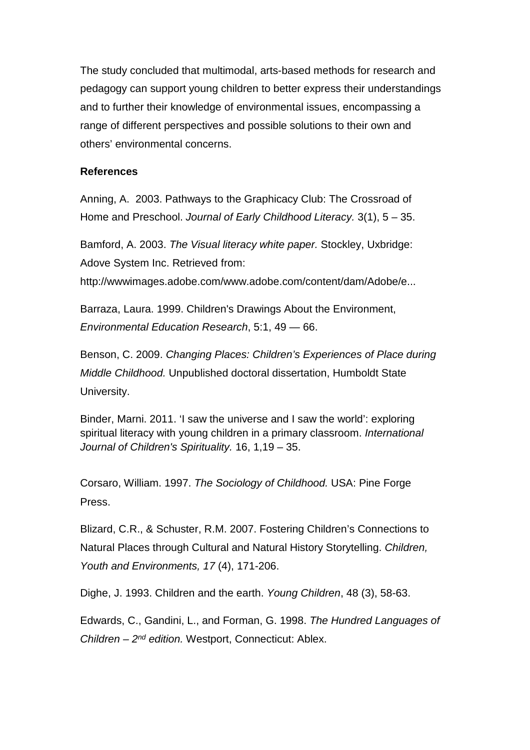The study concluded that multimodal, arts-based methods for research and pedagogy can support young children to better express their understandings and to further their knowledge of environmental issues, encompassing a range of different perspectives and possible solutions to their own and others' environmental concerns.

**References**

Anning, A. 2003. Pathways to the Graphicacy Club: The Crossroad of Home and Preschool. *Journal of Early Childhood Literacy.* 3(1), 5 – 35.

Bamford, A. 2003. *The Visual literacy white paper.* Stockley, Uxbridge: Adove System Inc. Retrieved from: http://wwwimages.adobe.com/www.adobe.com/content/dam/Adobe/e...

Barraza, Laura. 1999. Children's Drawings About the Environment, *Environmental Education Research*, 5:1, 49 — 66.

Benson, C. 2009. *Changing Places: Children's Experiences of Place during Middle Childhood.* Unpublished doctoral dissertation, Humboldt State University.

Binder, Marni. 2011. 'I saw the universe and I saw the world': exploring spiritual literacy with young children in a primary classroom. *International Journal of Children's Spirituality.* 16, 1,19 – 35.

Corsaro, William. 1997. *The Sociology of Childhood.* USA: Pine Forge Press.

Blizard, C.R., & Schuster, R.M. 2007. Fostering Children's Connections to Natural Places through Cultural and Natural History Storytelling. *Children, Youth and Environments, 17* (4), 171-206.

Dighe, J. 1993. Children and the earth. *Young Children*, 48 (3), 58-63.

Edwards, C., Gandini, L., and Forman, G. 1998. *The Hundred Languages of Children – 2nd edition.* Westport, Connecticut: Ablex.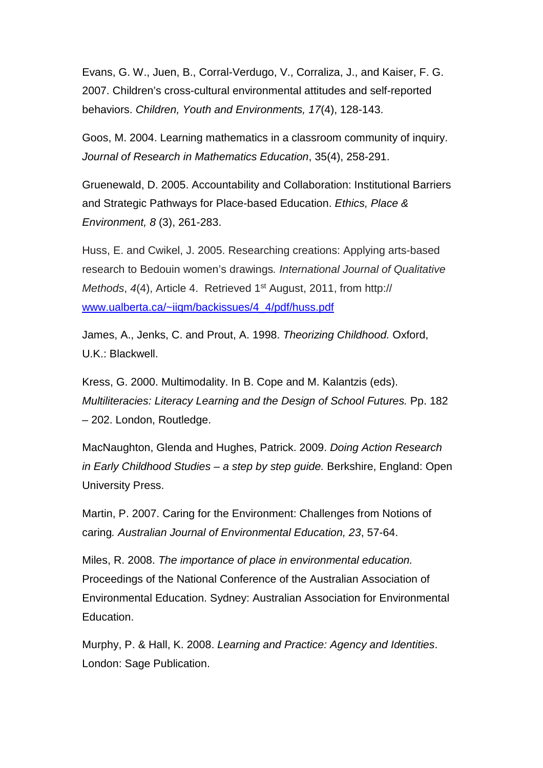Evans, G. W., Juen, B., Corral-Verdugo, V., Corraliza, J., and Kaiser, F. G. 2007. Children's cross-cultural environmental attitudes and self-reported behaviors. *Children, Youth and Environments, 17*(4), 128-143.

Goos, M. 2004. Learning mathematics in a classroom community of inquiry. *Journal of Research in Mathematics Education*, 35(4), 258-291.

Gruenewald, D. 2005. Accountability and Collaboration: Institutional Barriers and Strategic Pathways for Place-based Education. *Ethics, Place & Environment, 8* (3), 261-283.

Huss, E. and Cwikel, J. 2005. Researching creations: Applying arts-based research to Bedouin women's drawings*. International Journal of Qualitative Methods*, *4*(4), Article 4. Retrieved 1st August, 2011, from http:// [www.ualberta.ca/~iiqm/backissues/4_4/pdf/huss.pdf](www.ualberta.ca/~iiqm/backissues/4_4/pdf/huss.pdf)

James, A., Jenks, C. and Prout, A. 1998. *Theorizing Childhood.* Oxford, U.K.: Blackwell.

Kress, G. 2000. Multimodality. In B. Cope and M. Kalantzis (eds). *Multiliteracies: Literacy Learning and the Design of School Futures.* Pp. 182 – 202. London, Routledge.

MacNaughton, Glenda and Hughes, Patrick. 2009. *Doing Action Research in Early Childhood Studies – a step by step guide.* Berkshire, England: Open University Press.

Martin, P. 2007. Caring for the Environment: Challenges from Notions of caring*. Australian Journal of Environmental Education, 23*, 57-64.

Miles, R. 2008. *The importance of place in environmental education.* Proceedings of the National Conference of the Australian Association of Environmental Education. Sydney: Australian Association for Environmental Education.

Murphy, P. & Hall, K. 2008. *Learning and Practice: Agency and Identities*. London: Sage Publication.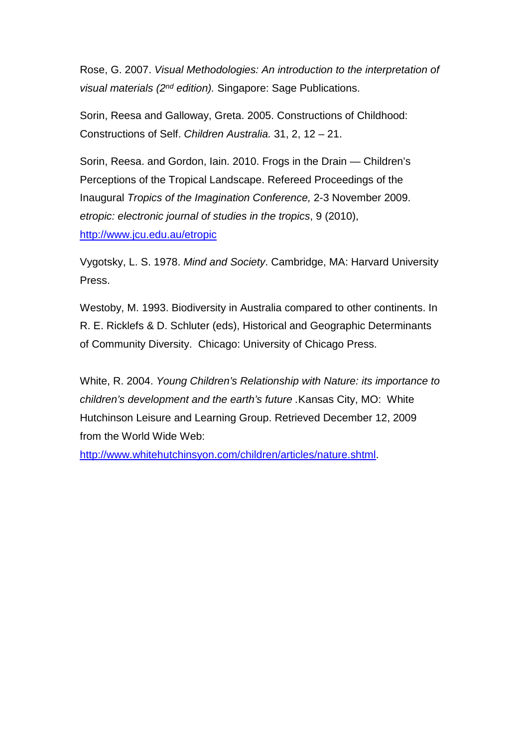Rose, G. 2007. *Visual Methodologies: An introduction to the interpretation of visual materials (2nd edition).* Singapore: Sage Publications.

Sorin, Reesa and Galloway, Greta. 2005. Constructions of Childhood: Constructions of Self. *Children Australia.* 31, 2, 12 – 21.

Sorin, Reesa. and Gordon, Iain. 2010. Frogs in the Drain — Children's Perceptions of the Tropical Landscape. Refereed Proceedings of the Inaugural *Tropics of the Imagination Conference,* 2-3 November 2009. *etropic: electronic journal of studies in the tropics*, 9 (2010), http://www.jcu.edu.au/etropic

Vygotsky, L. S. 1978. *Mind and Society*. Cambridge, MA: Harvard University Press.

Westoby, M. 1993. Biodiversity in Australia compared to other continents. In R. E. Ricklefs & D. Schluter (eds), Historical and Geographic Determinants of Community Diversity. Chicago: University of Chicago Press.

White, R. 2004. *Young Children's Relationship with Nature: its importance to children's development and the earth's future* .Kansas City, MO: White Hutchinson Leisure and Learning Group. Retrieved December 12, 2009 from the World Wide Web: http://www.whitehutchinsyon.com/children/articles/nature.shtml.